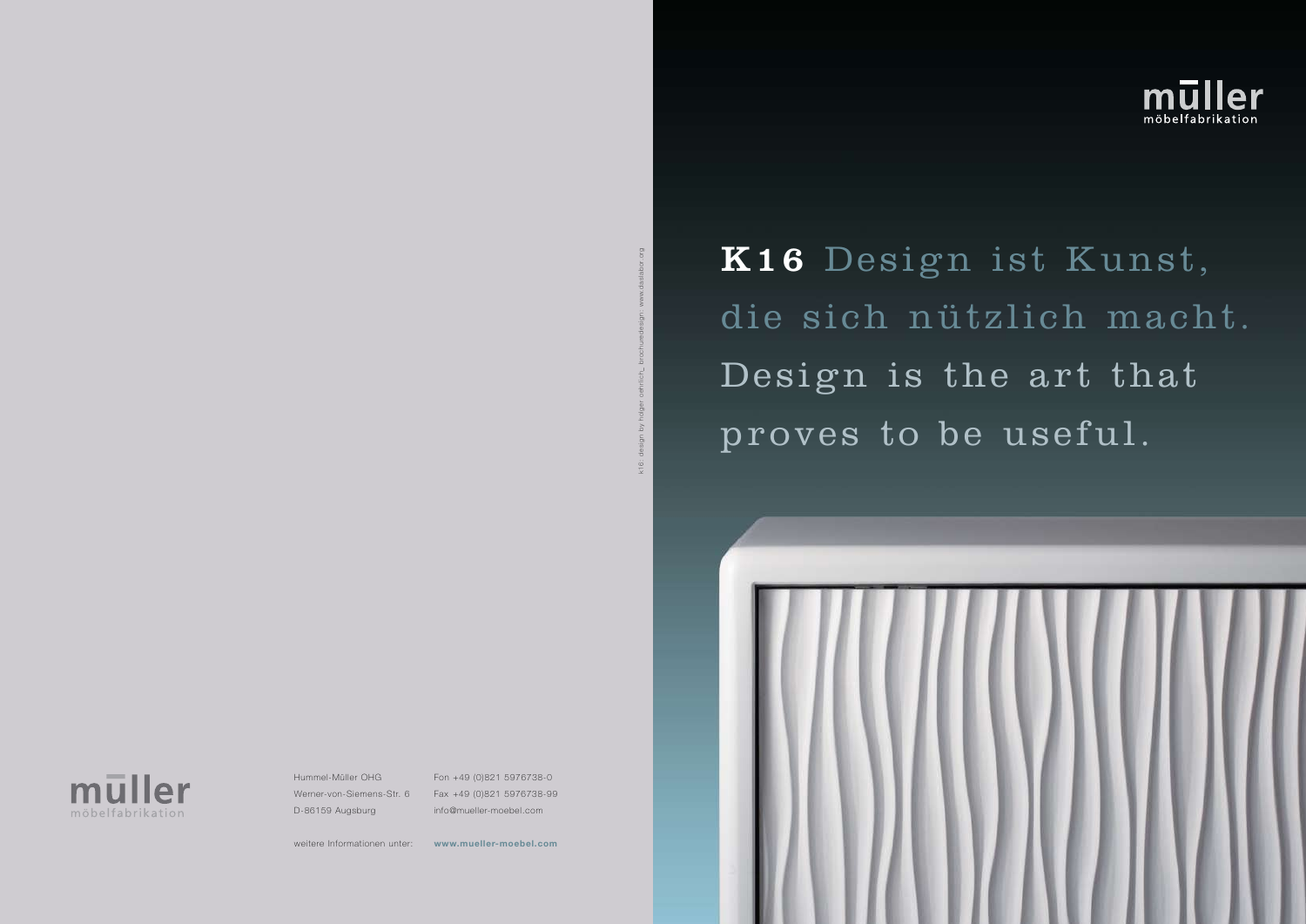müller
möbelfabrikation

# K16 Design ist Kunst, die sich nützlich macht. Design is the art that proves to be useful.

k16: design by holger oehrlich_ brochuedesign: www.daelabor.org

müller
möbelfabrikation

Hummel-Müller OHG
Werner-von-Siemens-Str. 6
D-86159 Augsburg

Fon +49 (0)821 5976738-0
Fax +49 (0)821 5976738-99
info@mueller-moebel.com

weitere Informationen unter: **www.mueller-moebel.com**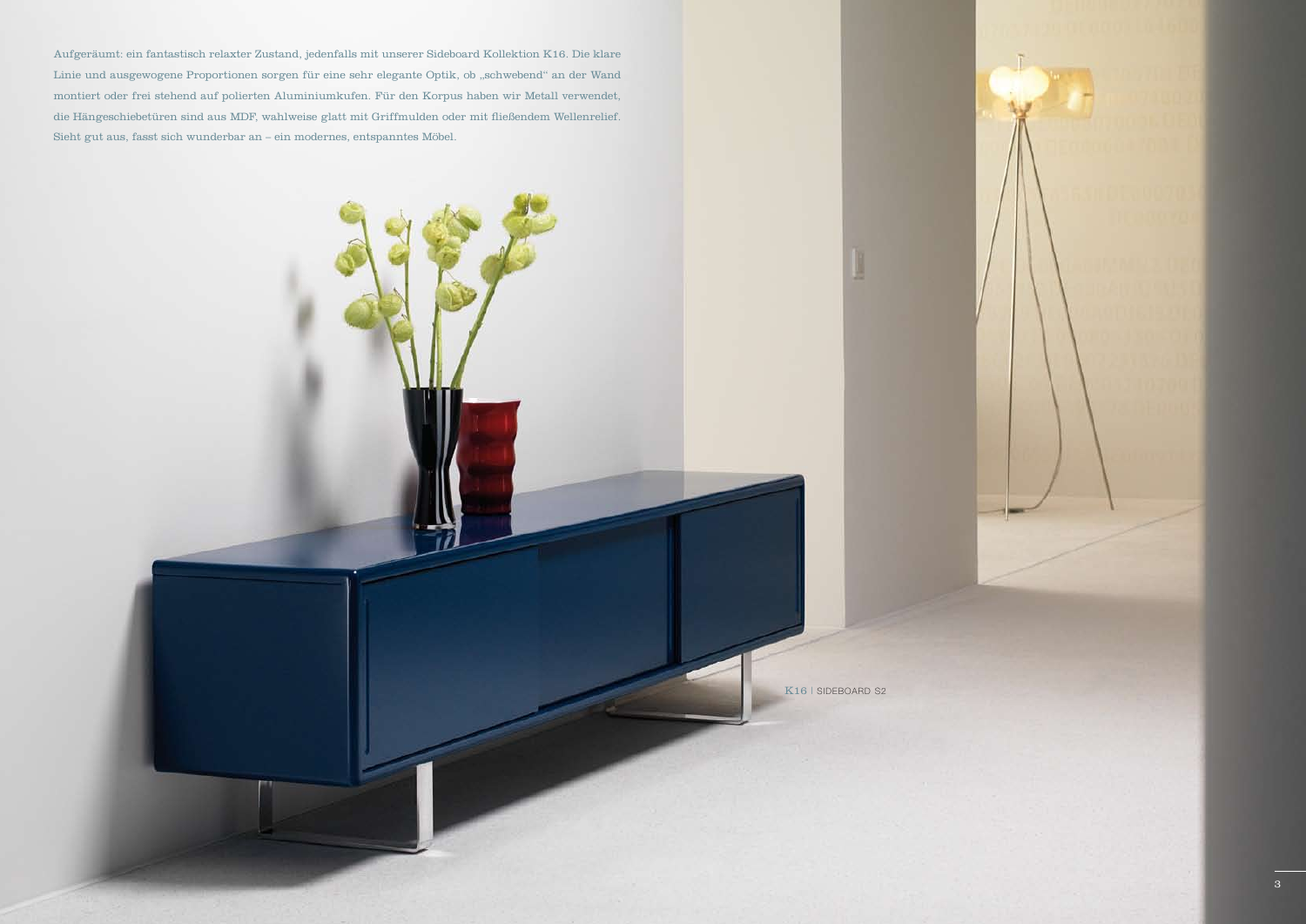Aufgeräumt: ein fantastisch relaxter Zustand, jedenfalls mit unserer Sideboard Kollektion K16. Die klare Linie und ausgewogene Proportionen sorgen für eine sehr elegante Optik, ob „schwebend" an der Wand montiert oder frei stehend auf polierten Aluminiumkufen. Für den Korpus haben wir Metall verwendet, die Hängeschiebetüren sind aus MDF, wahlweise glatt mit Griffmulden oder mit fließendem Wellenrelief. Sieht gut aus, fasst sich wunderbar an – ein modernes, entspanntes Möbel.

K16 | SIDEBOARD S2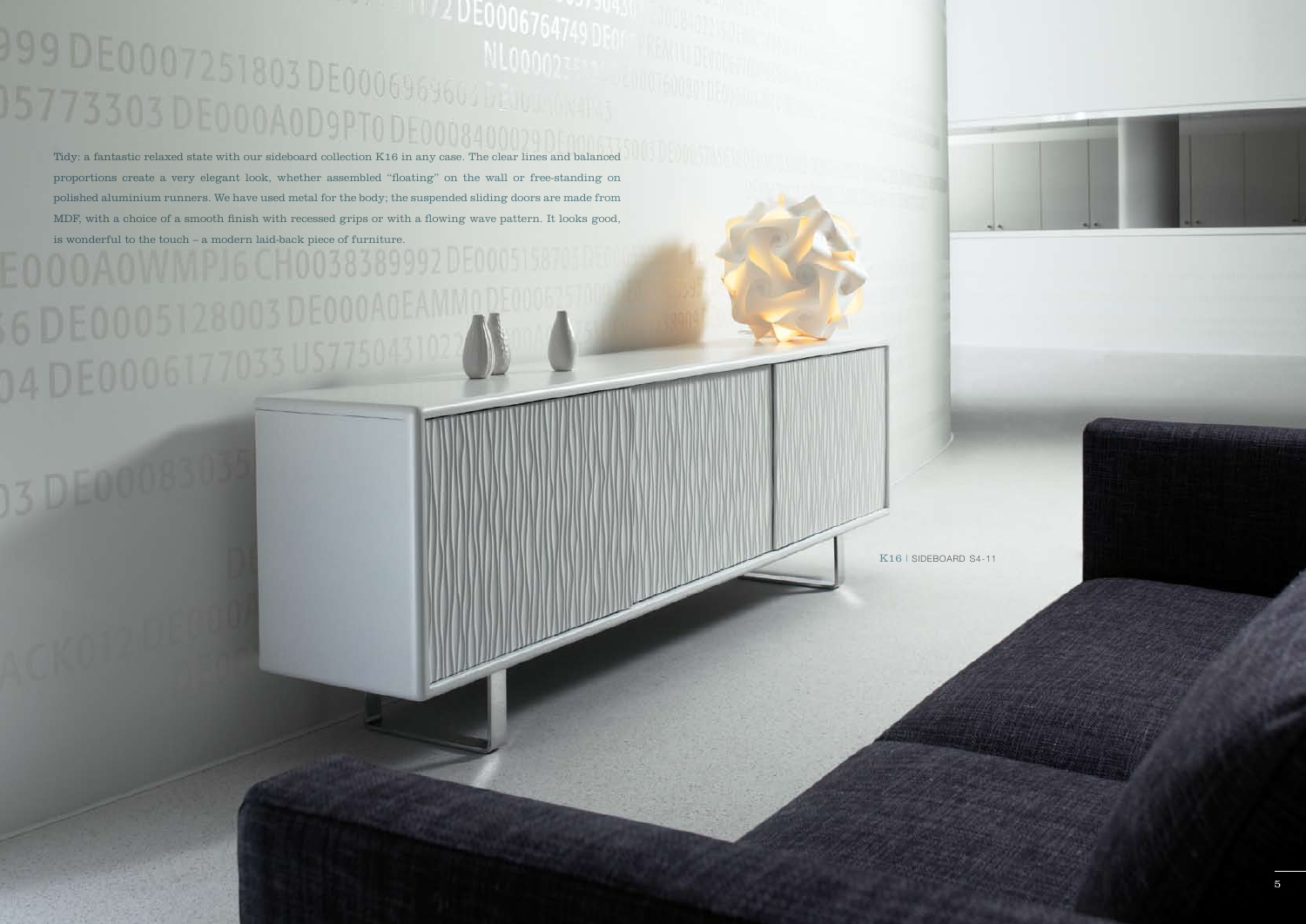Tidy: a fantastic relaxed state with our sideboard collection K16 in any case. The clear lines and balanced proportions create a very elegant look, whether assembled "floating" on the wall or free-standing on polished aluminium runners. We have used metal for the body; the suspended sliding doors are made from MDF, with a choice of a smooth finish with recessed grips or with a flowing wave pattern. It looks good, is wonderful to the touch – a modern laid-back piece of furniture.

K16 | SIDEBOARD S4-11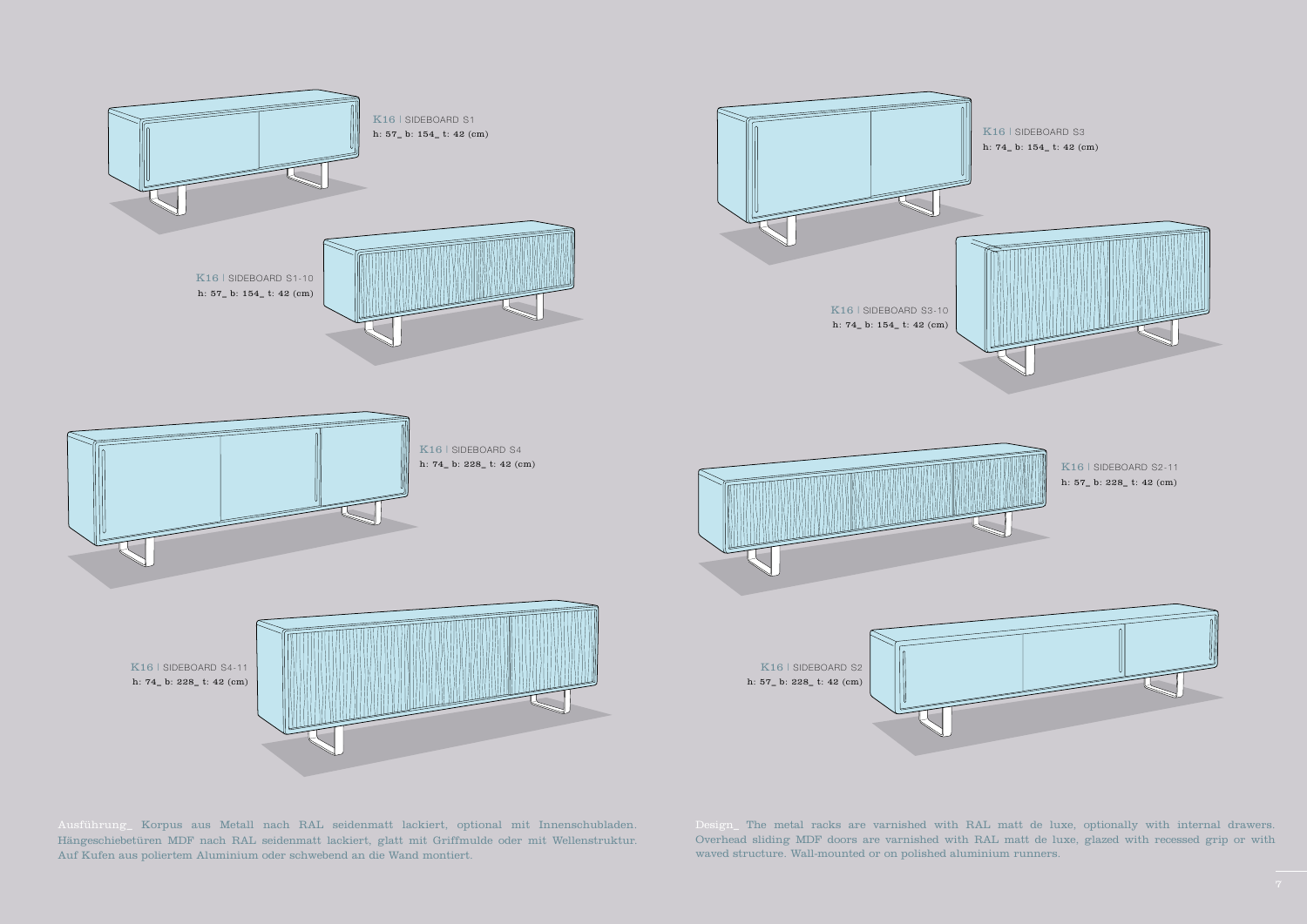K16 | SIDEBOARD S1
h: 57_ b: 154_ t: 42 (cm)

K16 | SIDEBOARD S1-10
h: 57_ b: 154_ t: 42 (cm)

K16 | SIDEBOARD S3
h: 74_ b: 154_ t: 42 (cm)

K16 | SIDEBOARD S3-10
h: 74_ b: 154_ t: 42 (cm)

K16 | SIDEBOARD S4
h: 74_ b: 228_ t: 42 (cm)

K16 | SIDEBOARD S4-11
h: 74_ b: 228_ t: 42 (cm)

K16 | SIDEBOARD S2-11
h: 57_ b: 228_ t: 42 (cm)

K16 | SIDEBOARD S2
h: 57_ b: 228_ t: 42 (cm)

Ausführung_ Korpus aus Metall nach RAL seidenmatt lackiert, optional mit Innenschubladen. Hängeschiebetüren MDF nach RAL seidenmatt lackiert, glatt mit Griffmulde oder mit Wellenstruktur. Auf Kufen aus poliertem Aluminium oder schwebend an die Wand montiert.

Design_ The metal racks are varnished with RAL matt de luxe, optionally with internal drawers. Overhead sliding MDF doors are varnished with RAL matt de luxe, glazed with recessed grip or with waved structure. Wall-mounted or on polished aluminium runners.